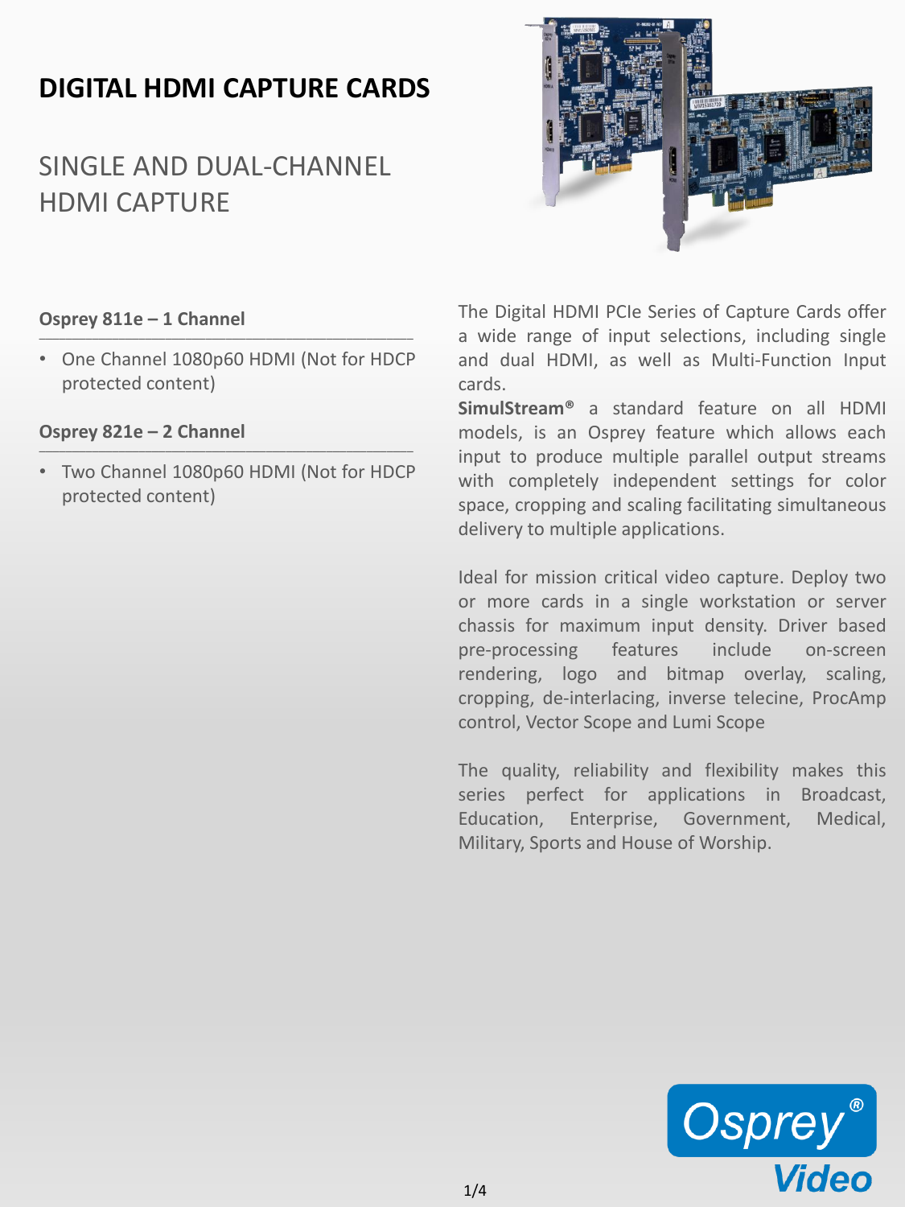# DIGITAL HDMI CAPTURE CARDS

## SINGLE AND DUAL-CHANNEL HDMI CAPTURE

### Osprey 811e – 1 Channel

- One Channel 1080p60 HDMI (Not for HDCP protected content)

### Osprey 821e – 2 Channel

- Two Channel 1080p60 HDMI (Not for HDCP protected content)

The Digital HDMI PCIe Series of Capture Cards offer a wide range of input selections, including single and dual HDMI, as well as Multi-Function Input cards.

**SimulStream®** a standard feature on all HDMI models, is an Osprey feature which allows each input to produce multiple parallel output streams with completely independent settings for color space, cropping and scaling facilitating simultaneous delivery to multiple applications.

Ideal for mission critical video capture. Deploy two or more cards in a single workstation or server chassis for maximum input density. Driver based pre-processing features include on-screen rendering, logo and bitmap overlay, scaling, cropping, de-interlacing, inverse telecine, ProcAmp control, Vector Scope and Lumi Scope

The quality, reliability and flexibility makes this series perfect for applications in Broadcast, Education, Enterprise, Government, Medical, Military, Sports and House of Worship.

Osprey® Video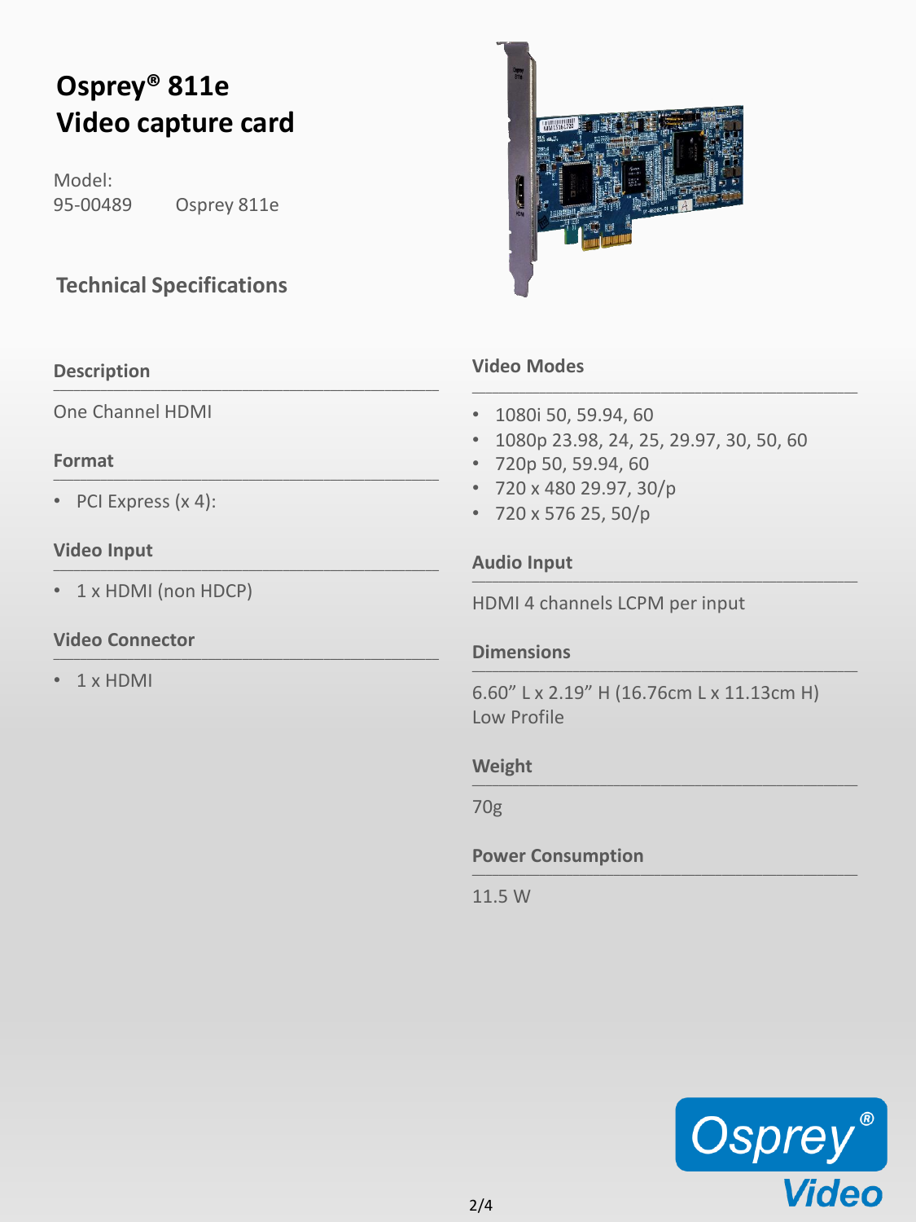# Osprey® 811e Video capture card

Model:
95-00489 Osprey 811e

## Technical Specifications

### Description

One Channel HDMI

### Format

- PCI Express (x 4):

### Video Input

- 1 x HDMI (non HDCP)

### Video Connector

- 1 x HDMI

### Video Modes

- 1080i 50, 59.94, 60
- 1080p 23.98, 24, 25, 29.97, 30, 50, 60
- 720p 50, 59.94, 60
- 720 x 480 29.97, 30/p
- 720 x 576 25, 50/p

### Audio Input

HDMI 4 channels LCPM per input

### Dimensions

6.60” L x 2.19” H (16.76cm L x 11.13cm H)
Low Profile

### Weight

70g

### Power Consumption

11.5 W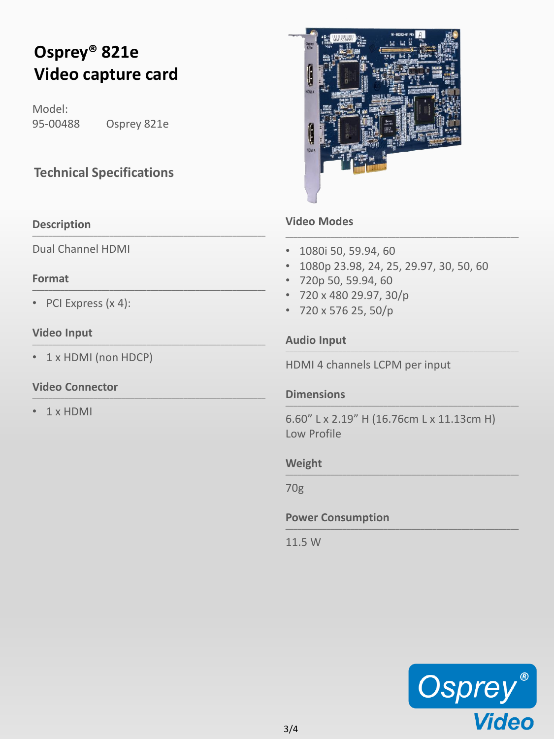# Osprey® 821e Video capture card

Model:
95-00488 Osprey 821e

## Technical Specifications

### Description

Dual Channel HDMI

### Format

- PCI Express (x 4):

### Video Input

- 1 x HDMI (non HDCP)

### Video Connector

- 1 x HDMI

### Video Modes

- 1080i 50, 59.94, 60
- 1080p 23.98, 24, 25, 29.97, 30, 50, 60
- 720p 50, 59.94, 60
- 720 x 480 29.97, 30/p
- 720 x 576 25, 50/p

### Audio Input

HDMI 4 channels LCPM per input

### Dimensions

6.60" L x 2.19" H (16.76cm L x 11.13cm H)
Low Profile

### Weight

70g

### Power Consumption

11.5 W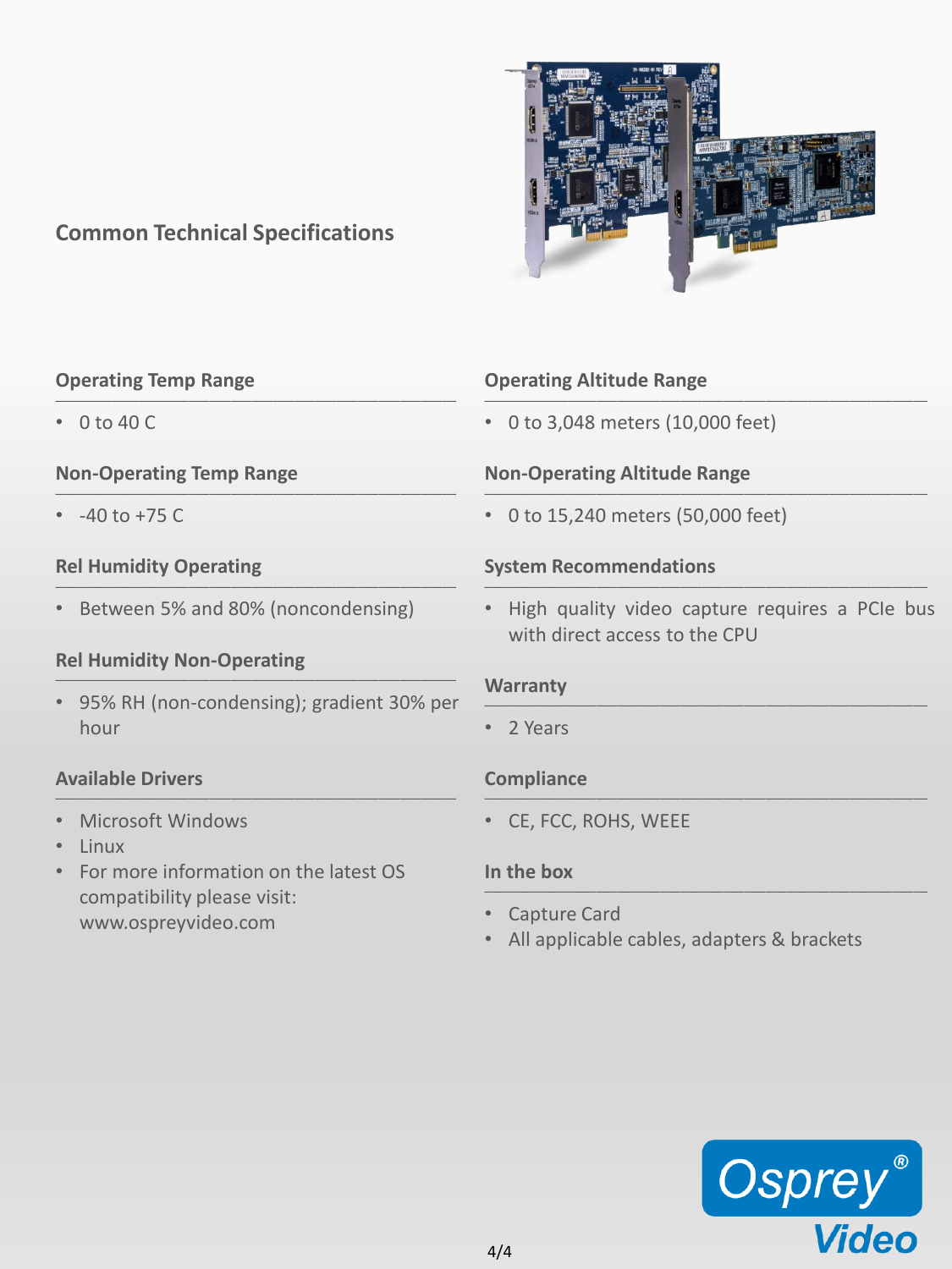## Common Technical Specifications

### Operating Temp Range

- 0 to 40 C

### Non-Operating Temp Range

- -40 to +75 C

### Rel Humidity Operating

- Between 5% and 80% (noncondensing)

### Rel Humidity Non-Operating

- 95% RH (non-condensing); gradient 30% per hour

### Available Drivers

- Microsoft Windows
- Linux
- For more information on the latest OS compatibility please visit: www.ospreyvideo.com

### Operating Altitude Range

- 0 to 3,048 meters (10,000 feet)

### Non-Operating Altitude Range

- 0 to 15,240 meters (50,000 feet)

### System Recommendations

- High quality video capture requires a PCIe bus with direct access to the CPU

### Warranty

- 2 Years

### Compliance

- CE, FCC, ROHS, WEEE

### In the box

- Capture Card
- All applicable cables, adapters & brackets

Osprey® Video